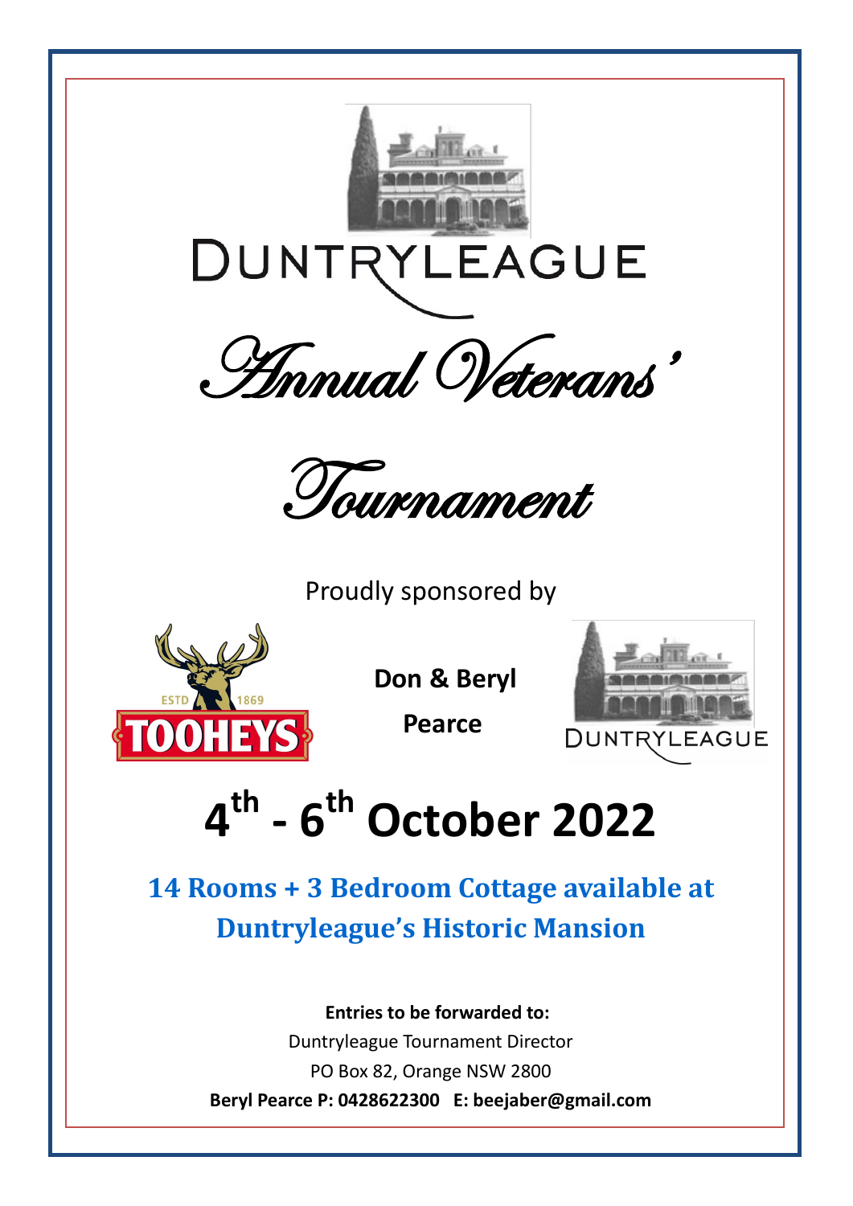DUNTRYLEAGUE

# Annual Veterans' Tournament

Proudly sponsored by

TOOHEYS ESTD 1869

**Don & Beryl Pearce**

DUNTRYLEAGUE

# 4th - 6th October 2022

## 14 Rooms + 3 Bedroom Cottage available at Duntryleague's Historic Mansion

**Entries to be forwarded to:**

Duntryleague Tournament Director

PO Box 82, Orange NSW 2800

**Beryl Pearce P: 0428622300 E: beejaber@gmail.com**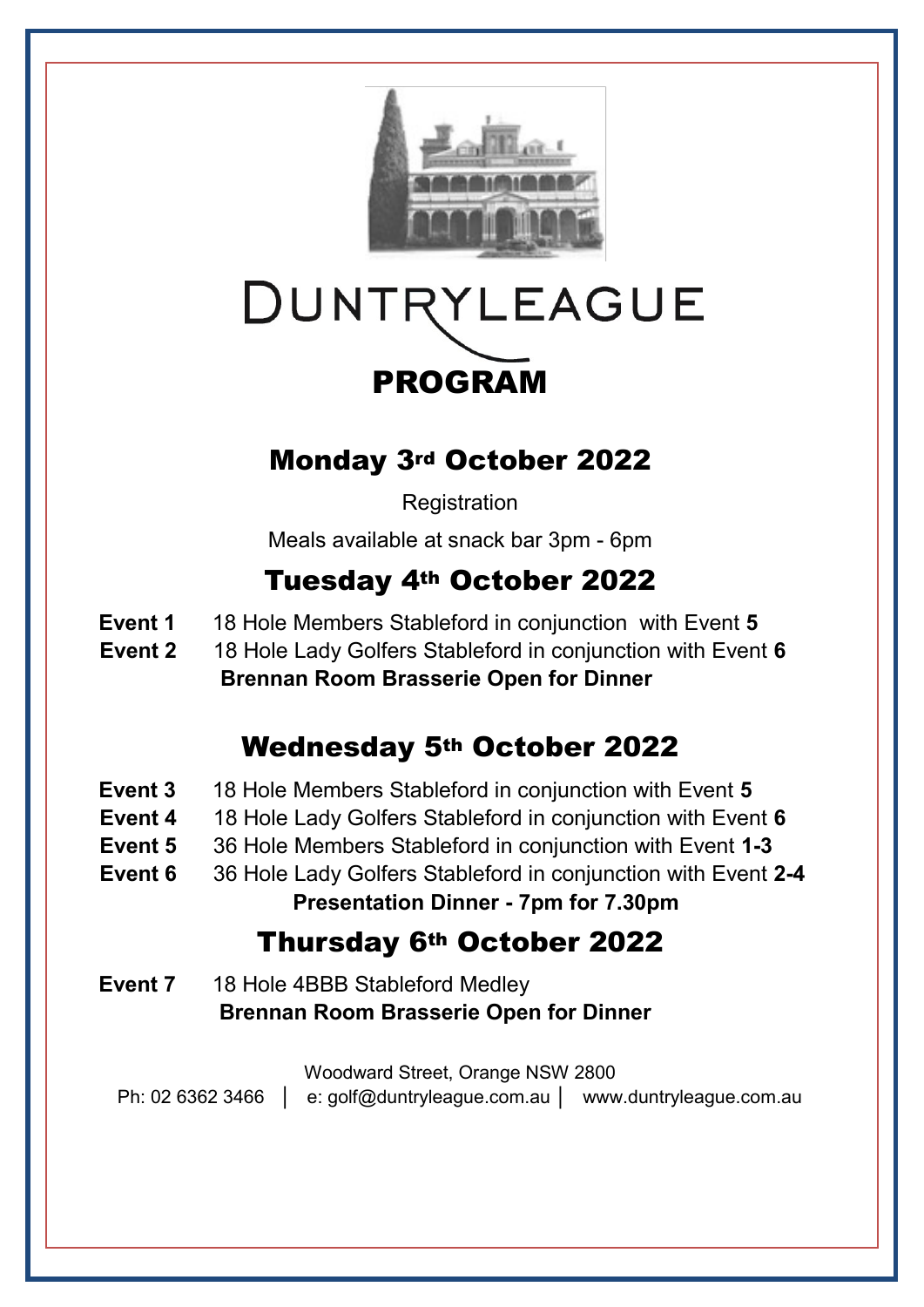# DUNTRYLEAGUE

## PROGRAM

### Monday 3rd October 2022

Registration

Meals available at snack bar 3pm - 6pm

### Tuesday 4th October 2022

**Event 1** 18 Hole Members Stableford in conjunction with Event **5**

**Event 2** 18 Hole Lady Golfers Stableford in conjunction with Event **6**

**Brennan Room Brasserie Open for Dinner**

### Wednesday 5th October 2022

**Event 3** 18 Hole Members Stableford in conjunction with Event **5**

**Event 4** 18 Hole Lady Golfers Stableford in conjunction with Event **6**

**Event 5** 36 Hole Members Stableford in conjunction with Event **1-3**

**Event 6** 36 Hole Lady Golfers Stableford in conjunction with Event **2-4**

**Presentation Dinner - 7pm for 7.30pm**

### Thursday 6th October 2022

**Event 7** 18 Hole 4BBB Stableford Medley

**Brennan Room Brasserie Open for Dinner**

Woodward Street, Orange NSW 2800

Ph: 02 6362 3466 | e: golf@duntryleague.com.au | www.duntryleague.com.au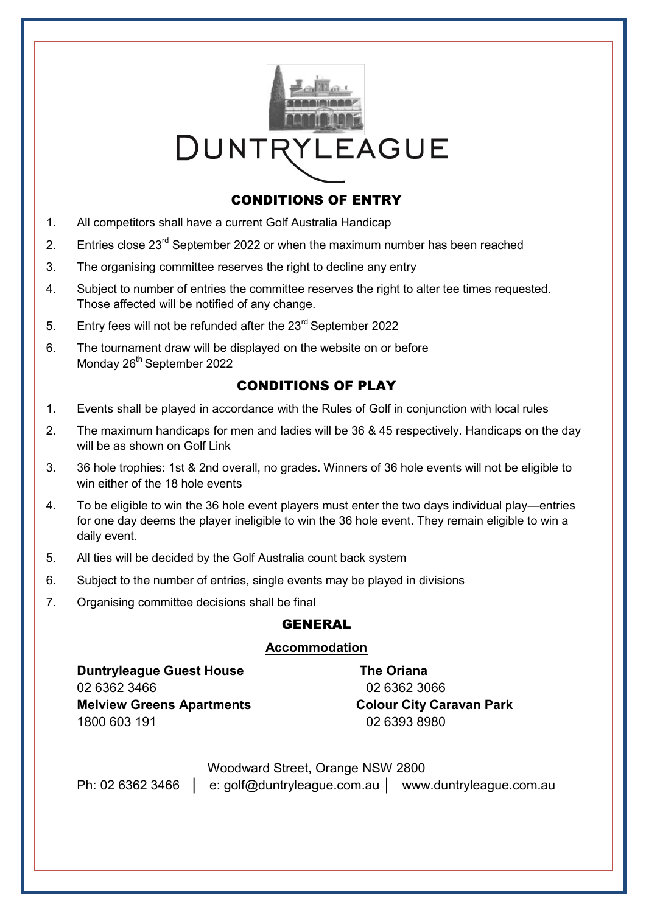# DUNTRYLEAGUE

## CONDITIONS OF ENTRY

1. All competitors shall have a current Golf Australia Handicap
2. Entries close 23rd September 2022 or when the maximum number has been reached
3. The organising committee reserves the right to decline any entry
4. Subject to number of entries the committee reserves the right to alter tee times requested. Those affected will be notified of any change.
5. Entry fees will not be refunded after the 23rd September 2022
6. The tournament draw will be displayed on the website on or before Monday 26th September 2022

## CONDITIONS OF PLAY

1. Events shall be played in accordance with the Rules of Golf in conjunction with local rules
2. The maximum handicaps for men and ladies will be 36 & 45 respectively. Handicaps on the day will be as shown on Golf Link
3. 36 hole trophies: 1st & 2nd overall, no grades. Winners of 36 hole events will not be eligible to win either of the 18 hole events
4. To be eligible to win the 36 hole event players must enter the two days individual play—entries for one day deems the player ineligible to win the 36 hole event. They remain eligible to win a daily event.
5. All ties will be decided by the Golf Australia count back system
6. Subject to the number of entries, single events may be played in divisions
7. Organising committee decisions shall be final

## GENERAL

### Accommodation

**Duntryleague Guest House**
02 6362 3466

**Melview Greens Apartments**
1800 603 191

**The Oriana**
02 6362 3066

**Colour City Caravan Park**
02 6393 8980

Woodward Street, Orange NSW 2800

Ph: 02 6362 3466 | e: golf@duntryleague.com.au | www.duntryleague.com.au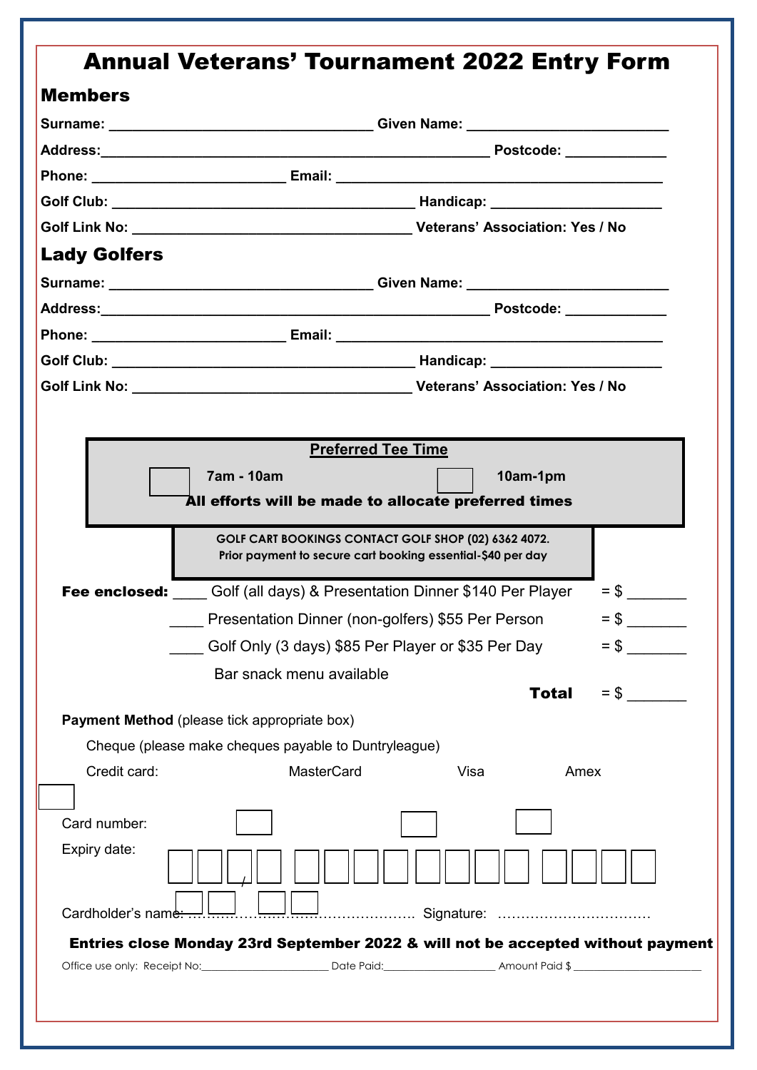# Annual Veterans' Tournament 2022 Entry Form

## Members

**Surname:** ________________________________ **Given Name:** ________________________

**Address:**______________________________________________ **Postcode:** ____________

**Phone:** _______________________ **Email:** ________________________________________

**Golf Club:** _____________________________________ **Handicap:** ____________________

**Golf Link No:** __________________________________ **Veterans' Association: Yes / No**

## Lady Golfers

**Surname:** ________________________________ **Given Name:** ________________________

**Address:**______________________________________________ **Postcode:** ____________

**Phone:** _______________________ **Email:** ________________________________________

**Golf Club:** _____________________________________ **Handicap:** ____________________

**Golf Link No:** __________________________________ **Veterans' Association: Yes / No**

**Preferred Tee Time**

☐ **7am - 10am** ☐ **10am-1pm**

**All efforts will be made to allocate preferred times**

**GOLF CART BOOKINGS CONTACT GOLF SHOP (02) 6362 4072.**
**Prior payment to secure cart booking essential-$40 per day**

**Fee enclosed:** ____ Golf (all days) & Presentation Dinner $140 Per Player = $ _______

____ Presentation Dinner (non-golfers) $55 Per Person = $ _______

____ Golf Only (3 days) $85 Per Player or $35 Per Day = $ _______

Bar snack menu available

**Total** = $ _______

**Payment Method** (please tick appropriate box)

☐ Cheque (please make cheques payable to Duntryleague)

Credit card: ☐ MasterCard ☐ Visa ☐ Amex

Card number: ☐☐☐☐ ☐☐☐☐ ☐☐☐☐ ☐☐☐☐

Expiry date: ☐☐ / ☐☐

Cardholder's name: ………………………………………… Signature: ……………………………

**Entries close Monday 23rd September 2022 & will not be accepted without payment**

Office use only: Receipt No:______________________ Date Paid:___________________ Amount Paid $ ______________________